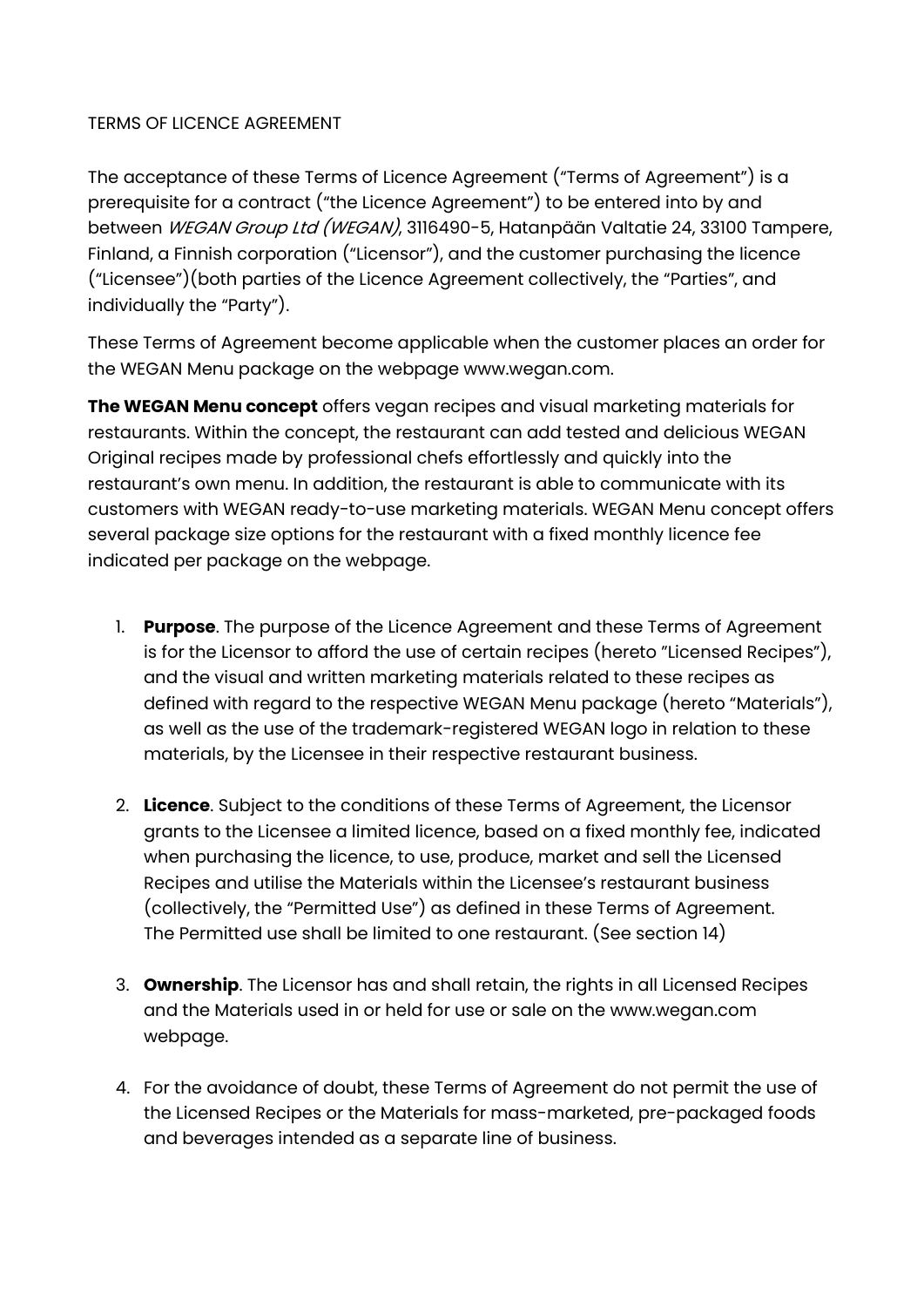TERMS OF LICENCE AGREEMENT

The acceptance of these Terms of Licence Agreement ("Terms of Agreement") is a prerequisite for a contract ("the Licence Agreement") to be entered into by and between *WEGAN Group Ltd (WEGAN)*, 3116490-5, Hatanpään Valtatie 24, 33100 Tampere, Finland, a Finnish corporation ("Licensor"), and the customer purchasing the licence ("Licensee")(both parties of the Licence Agreement collectively, the "Parties", and individually the "Party").

These Terms of Agreement become applicable when the customer places an order for the WEGAN Menu package on the webpage www.wegan.com.

**The WEGAN Menu concept** offers vegan recipes and visual marketing materials for restaurants. Within the concept, the restaurant can add tested and delicious WEGAN Original recipes made by professional chefs effortlessly and quickly into the restaurant's own menu. In addition, the restaurant is able to communicate with its customers with WEGAN ready-to-use marketing materials. WEGAN Menu concept offers several package size options for the restaurant with a fixed monthly licence fee indicated per package on the webpage.

1. **Purpose**. The purpose of the Licence Agreement and these Terms of Agreement is for the Licensor to afford the use of certain recipes (hereto "Licensed Recipes"), and the visual and written marketing materials related to these recipes as defined with regard to the respective WEGAN Menu package (hereto "Materials"), as well as the use of the trademark-registered WEGAN logo in relation to these materials, by the Licensee in their respective restaurant business.

2. **Licence**. Subject to the conditions of these Terms of Agreement, the Licensor grants to the Licensee a limited licence, based on a fixed monthly fee, indicated when purchasing the licence, to use, produce, market and sell the Licensed Recipes and utilise the Materials within the Licensee's restaurant business (collectively, the "Permitted Use") as defined in these Terms of Agreement. The Permitted use shall be limited to one restaurant. (See section 14)

3. **Ownership**. The Licensor has and shall retain, the rights in all Licensed Recipes and the Materials used in or held for use or sale on the www.wegan.com webpage.

4. For the avoidance of doubt, these Terms of Agreement do not permit the use of the Licensed Recipes or the Materials for mass-marketed, pre-packaged foods and beverages intended as a separate line of business.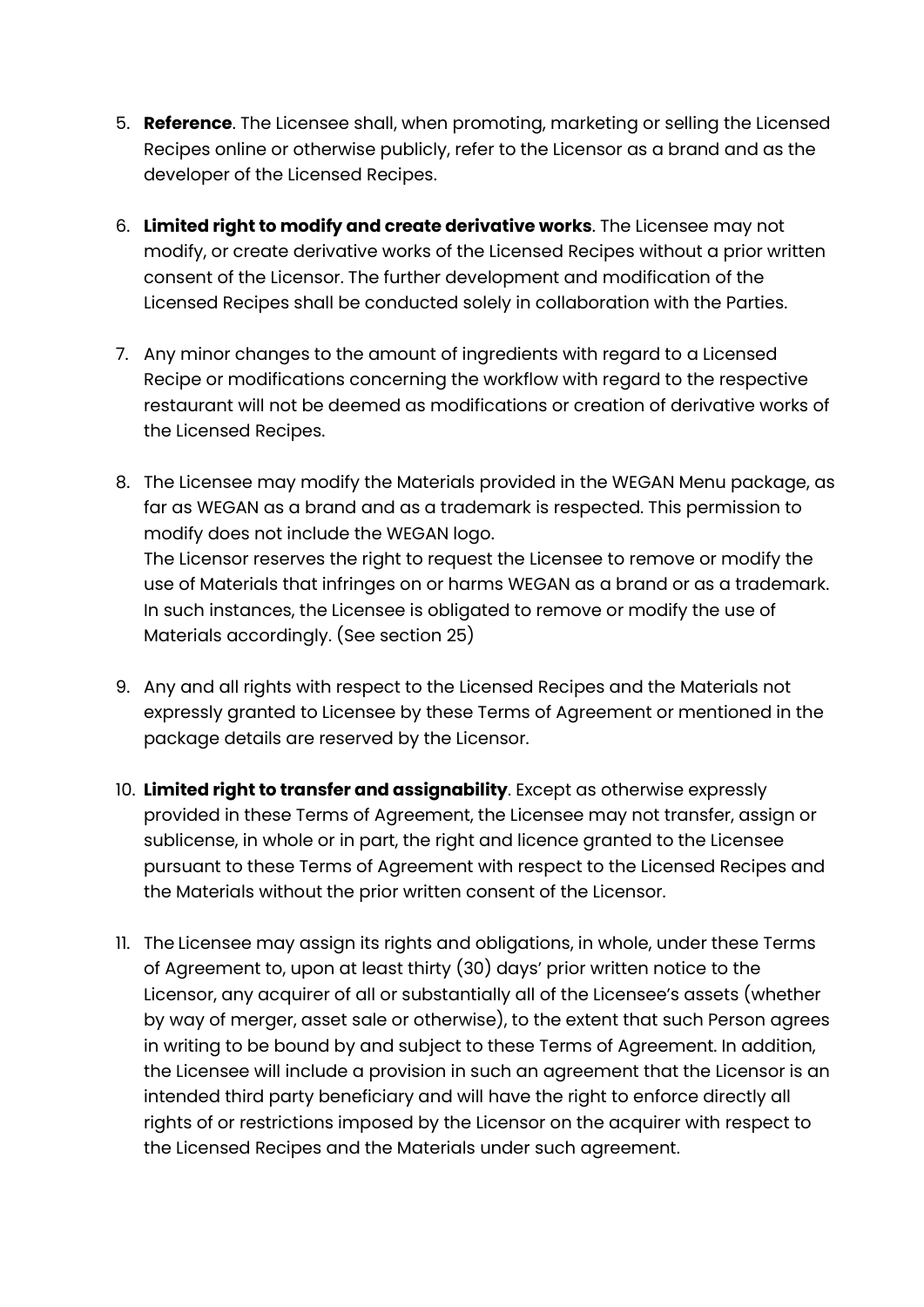5. **Reference**. The Licensee shall, when promoting, marketing or selling the Licensed Recipes online or otherwise publicly, refer to the Licensor as a brand and as the developer of the Licensed Recipes.

6. **Limited right to modify and create derivative works**. The Licensee may not modify, or create derivative works of the Licensed Recipes without a prior written consent of the Licensor. The further development and modification of the Licensed Recipes shall be conducted solely in collaboration with the Parties.

7. Any minor changes to the amount of ingredients with regard to a Licensed Recipe or modifications concerning the workflow with regard to the respective restaurant will not be deemed as modifications or creation of derivative works of the Licensed Recipes.

8. The Licensee may modify the Materials provided in the WEGAN Menu package, as far as WEGAN as a brand and as a trademark is respected. This permission to modify does not include the WEGAN logo.
   The Licensor reserves the right to request the Licensee to remove or modify the use of Materials that infringes on or harms WEGAN as a brand or as a trademark. In such instances, the Licensee is obligated to remove or modify the use of Materials accordingly. (See section 25)

9. Any and all rights with respect to the Licensed Recipes and the Materials not expressly granted to Licensee by these Terms of Agreement or mentioned in the package details are reserved by the Licensor.

10. **Limited right to transfer and assignability**. Except as otherwise expressly provided in these Terms of Agreement, the Licensee may not transfer, assign or sublicense, in whole or in part, the right and licence granted to the Licensee pursuant to these Terms of Agreement with respect to the Licensed Recipes and the Materials without the prior written consent of the Licensor.

11. The Licensee may assign its rights and obligations, in whole, under these Terms of Agreement to, upon at least thirty (30) days' prior written notice to the Licensor, any acquirer of all or substantially all of the Licensee's assets (whether by way of merger, asset sale or otherwise), to the extent that such Person agrees in writing to be bound by and subject to these Terms of Agreement. In addition, the Licensee will include a provision in such an agreement that the Licensor is an intended third party beneficiary and will have the right to enforce directly all rights of or restrictions imposed by the Licensor on the acquirer with respect to the Licensed Recipes and the Materials under such agreement.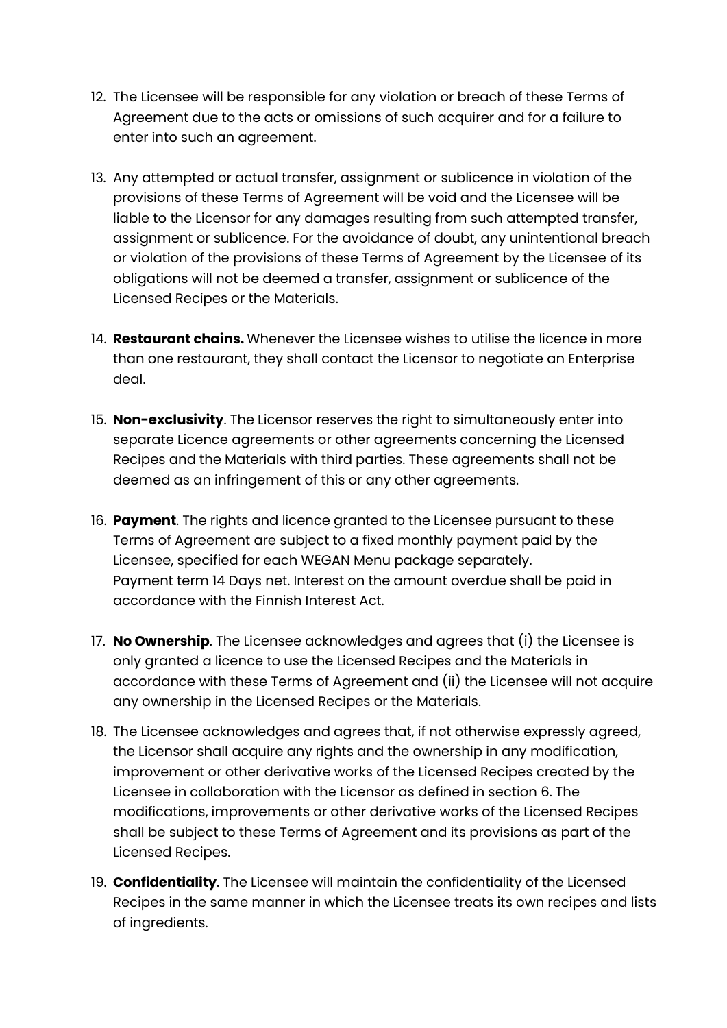12. The Licensee will be responsible for any violation or breach of these Terms of Agreement due to the acts or omissions of such acquirer and for a failure to enter into such an agreement.

13. Any attempted or actual transfer, assignment or sublicence in violation of the provisions of these Terms of Agreement will be void and the Licensee will be liable to the Licensor for any damages resulting from such attempted transfer, assignment or sublicence. For the avoidance of doubt, any unintentional breach or violation of the provisions of these Terms of Agreement by the Licensee of its obligations will not be deemed a transfer, assignment or sublicence of the Licensed Recipes or the Materials.

14. **Restaurant chains.** Whenever the Licensee wishes to utilise the licence in more than one restaurant, they shall contact the Licensor to negotiate an Enterprise deal.

15. **Non-exclusivity**. The Licensor reserves the right to simultaneously enter into separate Licence agreements or other agreements concerning the Licensed Recipes and the Materials with third parties. These agreements shall not be deemed as an infringement of this or any other agreements.

16. **Payment**. The rights and licence granted to the Licensee pursuant to these Terms of Agreement are subject to a fixed monthly payment paid by the Licensee, specified for each WEGAN Menu package separately.
Payment term 14 Days net. Interest on the amount overdue shall be paid in accordance with the Finnish Interest Act.

17. **No Ownership**. The Licensee acknowledges and agrees that (i) the Licensee is only granted a licence to use the Licensed Recipes and the Materials in accordance with these Terms of Agreement and (ii) the Licensee will not acquire any ownership in the Licensed Recipes or the Materials.

18. The Licensee acknowledges and agrees that, if not otherwise expressly agreed, the Licensor shall acquire any rights and the ownership in any modification, improvement or other derivative works of the Licensed Recipes created by the Licensee in collaboration with the Licensor as defined in section 6. The modifications, improvements or other derivative works of the Licensed Recipes shall be subject to these Terms of Agreement and its provisions as part of the Licensed Recipes.

19. **Confidentiality**. The Licensee will maintain the confidentiality of the Licensed Recipes in the same manner in which the Licensee treats its own recipes and lists of ingredients.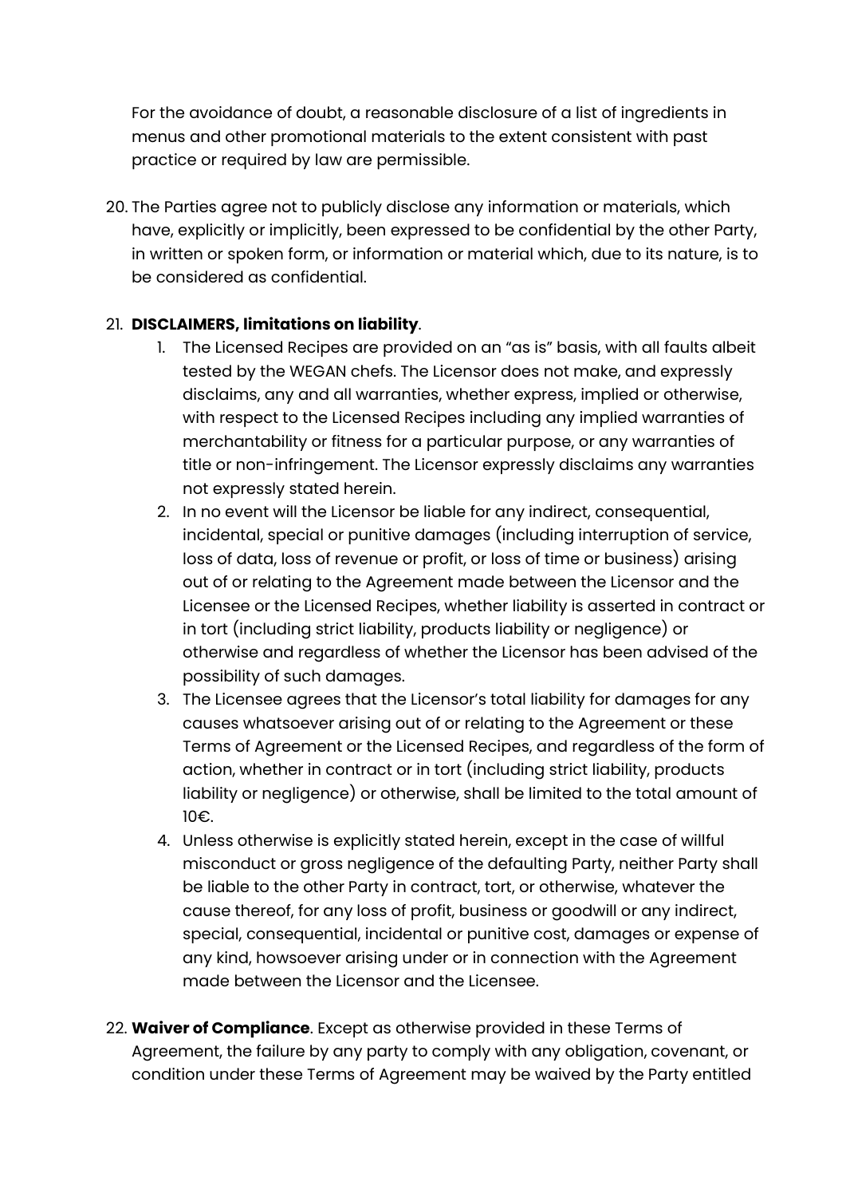For the avoidance of doubt, a reasonable disclosure of a list of ingredients in menus and other promotional materials to the extent consistent with past practice or required by law are permissible.

20. The Parties agree not to publicly disclose any information or materials, which have, explicitly or implicitly, been expressed to be confidential by the other Party, in written or spoken form, or information or material which, due to its nature, is to be considered as confidential.

21. **DISCLAIMERS, limitations on liability**.
    1. The Licensed Recipes are provided on an "as is" basis, with all faults albeit tested by the WEGAN chefs. The Licensor does not make, and expressly disclaims, any and all warranties, whether express, implied or otherwise, with respect to the Licensed Recipes including any implied warranties of merchantability or fitness for a particular purpose, or any warranties of title or non-infringement. The Licensor expressly disclaims any warranties not expressly stated herein.
    2. In no event will the Licensor be liable for any indirect, consequential, incidental, special or punitive damages (including interruption of service, loss of data, loss of revenue or profit, or loss of time or business) arising out of or relating to the Agreement made between the Licensor and the Licensee or the Licensed Recipes, whether liability is asserted in contract or in tort (including strict liability, products liability or negligence) or otherwise and regardless of whether the Licensor has been advised of the possibility of such damages.
    3. The Licensee agrees that the Licensor's total liability for damages for any causes whatsoever arising out of or relating to the Agreement or these Terms of Agreement or the Licensed Recipes, and regardless of the form of action, whether in contract or in tort (including strict liability, products liability or negligence) or otherwise, shall be limited to the total amount of 10€.
    4. Unless otherwise is explicitly stated herein, except in the case of willful misconduct or gross negligence of the defaulting Party, neither Party shall be liable to the other Party in contract, tort, or otherwise, whatever the cause thereof, for any loss of profit, business or goodwill or any indirect, special, consequential, incidental or punitive cost, damages or expense of any kind, howsoever arising under or in connection with the Agreement made between the Licensor and the Licensee.

22. **Waiver of Compliance**. Except as otherwise provided in these Terms of Agreement, the failure by any party to comply with any obligation, covenant, or condition under these Terms of Agreement may be waived by the Party entitled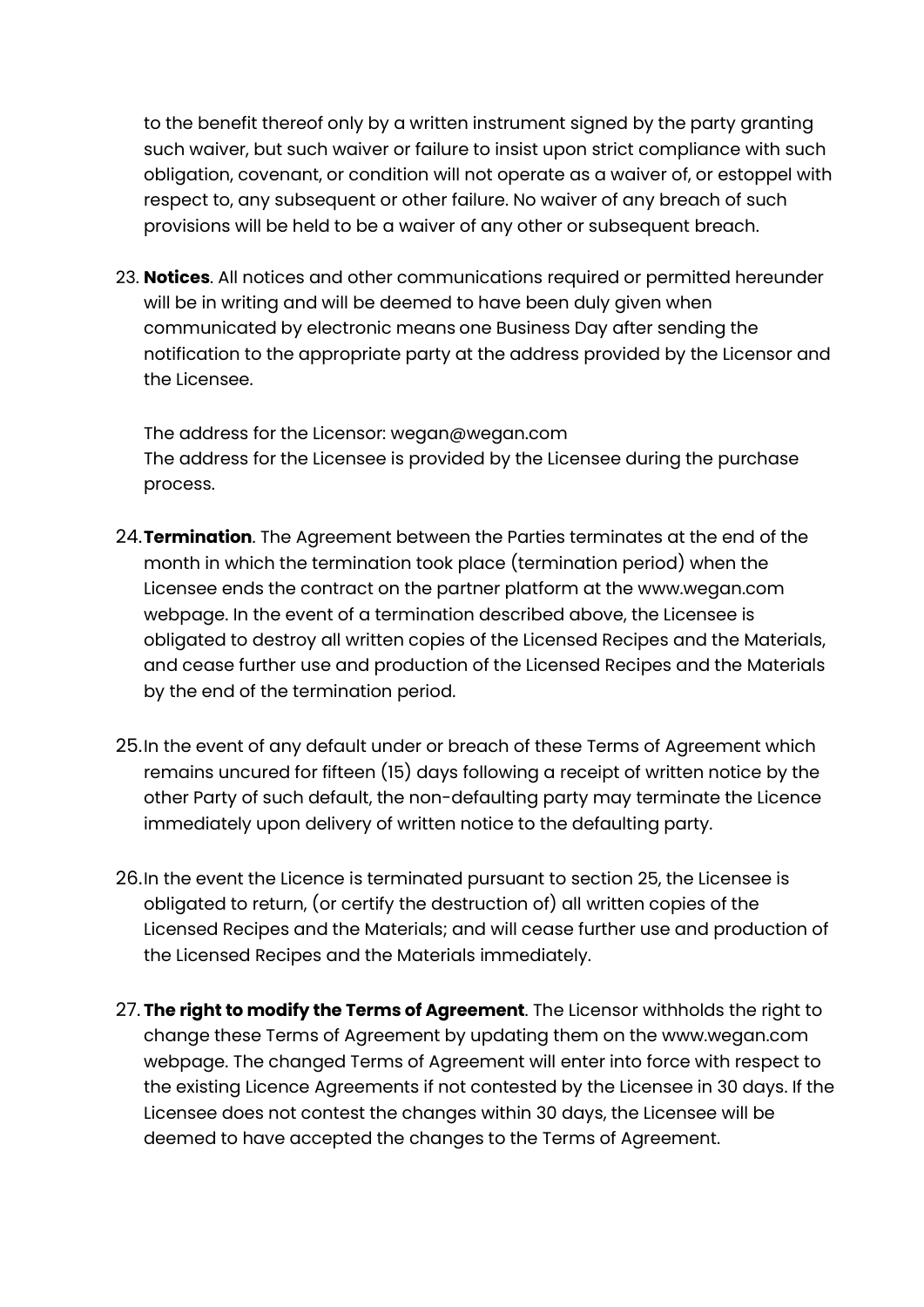to the benefit thereof only by a written instrument signed by the party granting such waiver, but such waiver or failure to insist upon strict compliance with such obligation, covenant, or condition will not operate as a waiver of, or estoppel with respect to, any subsequent or other failure. No waiver of any breach of such provisions will be held to be a waiver of any other or subsequent breach.

23. **Notices**. All notices and other communications required or permitted hereunder will be in writing and will be deemed to have been duly given when communicated by electronic means one Business Day after sending the notification to the appropriate party at the address provided by the Licensor and the Licensee.

    The address for the Licensor: wegan@wegan.com
    The address for the Licensee is provided by the Licensee during the purchase process.

24. **Termination**. The Agreement between the Parties terminates at the end of the month in which the termination took place (termination period) when the Licensee ends the contract on the partner platform at the www.wegan.com webpage. In the event of a termination described above, the Licensee is obligated to destroy all written copies of the Licensed Recipes and the Materials, and cease further use and production of the Licensed Recipes and the Materials by the end of the termination period.

25. In the event of any default under or breach of these Terms of Agreement which remains uncured for fifteen (15) days following a receipt of written notice by the other Party of such default, the non-defaulting party may terminate the Licence immediately upon delivery of written notice to the defaulting party.

26. In the event the Licence is terminated pursuant to section 25, the Licensee is obligated to return, (or certify the destruction of) all written copies of the Licensed Recipes and the Materials; and will cease further use and production of the Licensed Recipes and the Materials immediately.

27. **The right to modify the Terms of Agreement**. The Licensor withholds the right to change these Terms of Agreement by updating them on the www.wegan.com webpage. The changed Terms of Agreement will enter into force with respect to the existing Licence Agreements if not contested by the Licensee in 30 days. If the Licensee does not contest the changes within 30 days, the Licensee will be deemed to have accepted the changes to the Terms of Agreement.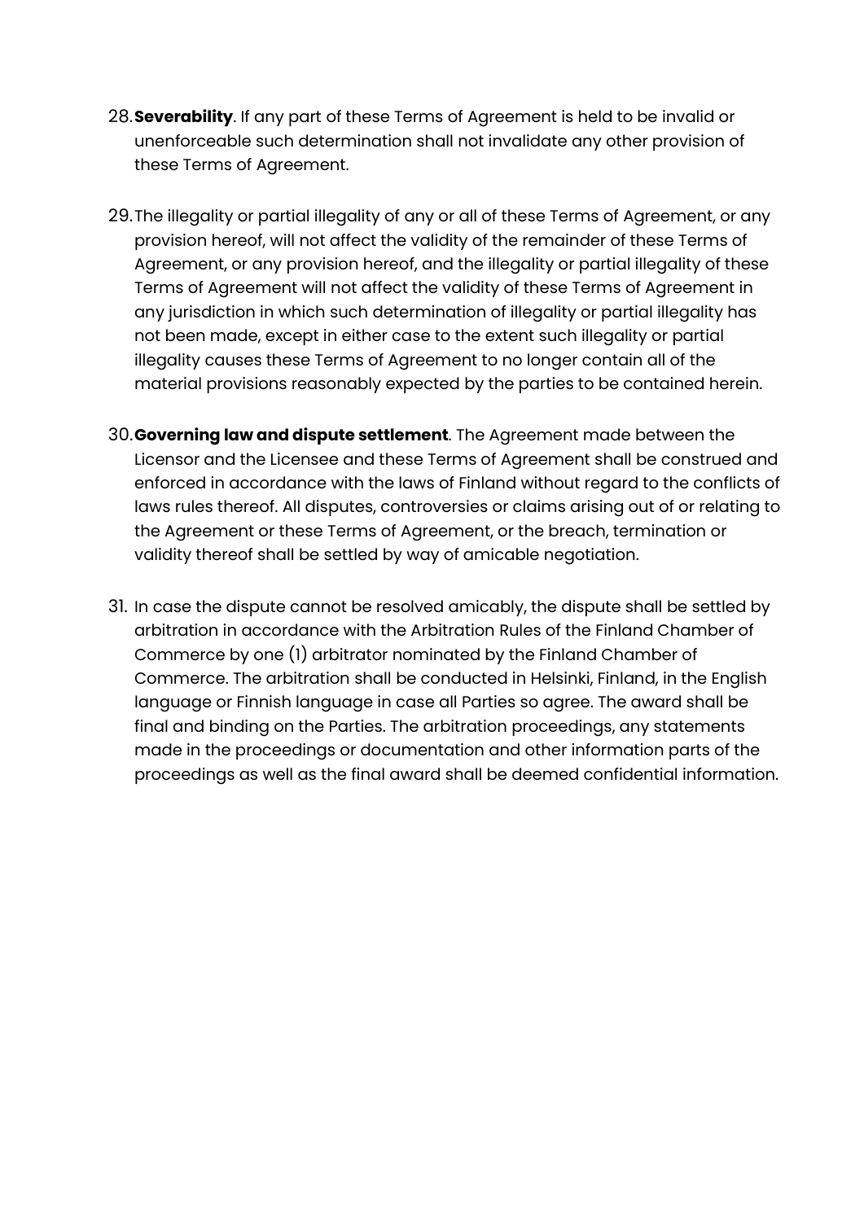28. **Severability**. If any part of these Terms of Agreement is held to be invalid or unenforceable such determination shall not invalidate any other provision of these Terms of Agreement.

29. The illegality or partial illegality of any or all of these Terms of Agreement, or any provision hereof, will not affect the validity of the remainder of these Terms of Agreement, or any provision hereof, and the illegality or partial illegality of these Terms of Agreement will not affect the validity of these Terms of Agreement in any jurisdiction in which such determination of illegality or partial illegality has not been made, except in either case to the extent such illegality or partial illegality causes these Terms of Agreement to no longer contain all of the material provisions reasonably expected by the parties to be contained herein.

30. **Governing law and dispute settlement**. The Agreement made between the Licensor and the Licensee and these Terms of Agreement shall be construed and enforced in accordance with the laws of Finland without regard to the conflicts of laws rules thereof. All disputes, controversies or claims arising out of or relating to the Agreement or these Terms of Agreement, or the breach, termination or validity thereof shall be settled by way of amicable negotiation.

31. In case the dispute cannot be resolved amicably, the dispute shall be settled by arbitration in accordance with the Arbitration Rules of the Finland Chamber of Commerce by one (1) arbitrator nominated by the Finland Chamber of Commerce. The arbitration shall be conducted in Helsinki, Finland, in the English language or Finnish language in case all Parties so agree. The award shall be final and binding on the Parties. The arbitration proceedings, any statements made in the proceedings or documentation and other information parts of the proceedings as well as the final award shall be deemed confidential information.